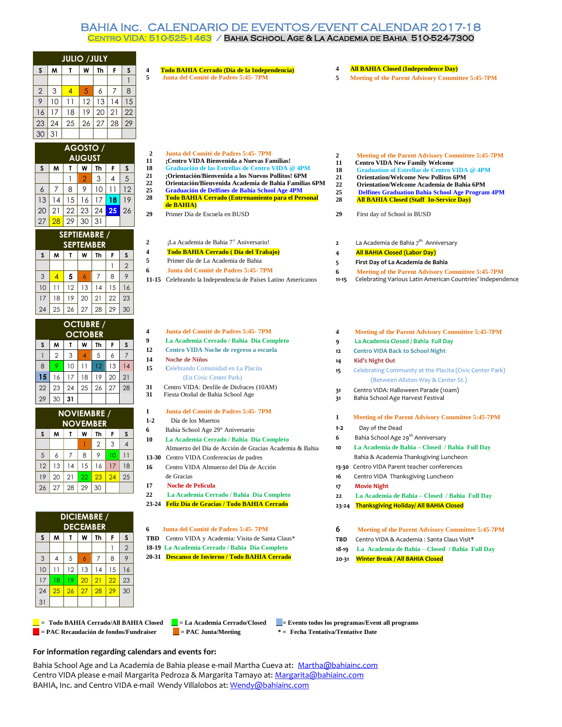# BAHIA Inc. CALENDARIO DE EVENTOS/EVENT CALENDAR 2017-18

**Centro VIDA: 510-525-1463 / Bahia School Age & La Academia de Bahia 510-524-7300**

## JULIO / JULY

| S | M | T | W | Th | F | S |
|---|---|---|---|---|---|---|
| | | | | | | 1 |
| 2 | 3 | 4 | 5 | 6 | 7 | 8 |
| 9 | 10 | 11 | 12 | 13 | 14 | 15 |
| 16 | 17 | 18 | 19 | 20 | 21 | 22 |
| 23 | 24 | 25 | 26 | 27 | 28 | 29 |
| 30 | 31 | | | | | |

| Fecha | Español | Date | English |
|---|---|---|---|
| 4 | **Todo BAHIA Cerrado (Día de la Independencia)** | 4 | **All BAHIA Closed (Independence Day)** |
| 5 | **Junta del Comité de Padres 5:45- 7PM** | 5 | **Meeting of the Parent Advisory Committee 5:45-7PM** |

## AGOSTO / AUGUST

| S | M | T | W | Th | F | S |
|---|---|---|---|---|---|---|
| | | 1 | 2 | 3 | 4 | 5 |
| 6 | 7 | 8 | 9 | 10 | 11 | 12 |
| 13 | 14 | 15 | 16 | 17 | 18 | 19 |
| 20 | 21 | 22 | 23 | 24 | 25 | 26 |
| 27 | 28 | 29 | 30 | 31 | | |

| Fecha | Español | Date | English |
|---|---|---|---|
| 2 | **Junta del Comité de Padres 5:45- 7PM** | 2 | **Meeting of the Parent Advisory Committee 5:45-7PM** |
| 11 | **¡Centro VIDA Bienvenida a Nuevas Familias!** | 11 | **Centro VIDA New Family Welcome** |
| 18 | **Graduación de las Estrellas de Centro VIDA @ 4PM** | 18 | **Graduation of Estrellas de Centro VIDA @ 4PM** |
| 21 | **¡Orientación/Bienvenida a los Nuevos Pollitos! 6PM** | 21 | **Orientation/Welcome New Pollitos 6PM** |
| 22 | **Orientación/Bienvenida Academia de Bahia Familias 6PM** | 22 | **Orientation/Welcome Academia de Bahia 6PM** |
| 25 | **Graduación de Delfines de Bahia School Age 4PM** | 25 | **Delfines Graduation Bahia School Age Program 4PM** |
| 28 | **Todo BAHIA Cerrado (Entrenamiento para el Personal de BAHIA)** | 28 | **All BAHIA Closed (Staff In-Service Day)** |
| 29 | Primer Día de Escuela en BUSD | 29 | First day of School in BUSD |

## SEPTIEMBRE / SEPTEMBER

| S | M | T | W | Th | F | S |
|---|---|---|---|---|---|---|
| | | | | | 1 | 2 |
| 3 | 4 | 5 | 6 | 7 | 8 | 9 |
| 10 | 11 | 12 | 13 | 14 | 15 | 16 |
| 17 | 18 | 19 | 20 | 21 | 22 | 23 |
| 24 | 25 | 26 | 27 | 28 | 29 | 30 |

| Fecha | Español | Date | English |
|---|---|---|---|
| 2 | ¡La Academia de Bahia 7° Aniversario! | 2 | La Academia de Bahia 7th Anniversary |
| 4 | **Todo BAHIA Cerrado ( Día del Trabajo)** | 4 | **All BAHIA Closed (Labor Day)** |
| 5 | Primer día de La Academia de Bahia | 5 | **First Day of La Academia de Bahia** |
| 6 | **Junta del Comité de Padres 5:45- 7PM** | 6 | **Meeting of the Parent Advisory Committee 5:45-7PM** |
| 11-15 | Celebrando la Independencia de Países Latino Americanos | 11-15 | Celebrating Various Latin American Countries' Independence |

## OCTUBRE / OCTOBER

| S | M | T | W | Th | F | S |
|---|---|---|---|---|---|---|
| 1 | 2 | 3 | 4 | 5 | 6 | 7 |
| 8 | 9 | 10 | 11 | 12 | 13 | 14 |
| 15 | 16 | 17 | 18 | 19 | 20 | 21 |
| 22 | 23 | 24 | 25 | 26 | 27 | 28 |
| 29 | 30 | 31 | | | | |

| Fecha | Español | Date | English |
|---|---|---|---|
| 4 | **Junta del Comité de Padres 5:45- 7PM** | 4 | **Meeting of the Parent Advisory Committee 5:45-7PM** |
| 9 | **La Academia Cerrado / Bahia Día Completo** | 9 | **La Academia Closed / Bahia Full Day** |
| 12 | **Centro VIDA Noche de regreso a escuela** | 12 | **Centro VIDA Back to School Night** |
| 14 | **Noche de Niños** | 14 | **Kid's Night Out** |
| 15 | Celebrando Comunidad en La Placita (En Civic Center Park) | 15 | Celebrating Community at the Placita (Civic Center Park) (Between Allston Way & Center St.) |
| 31 | Centro VIDA: Desfile de Disfraces (10AM) | 31 | Centro VIDA: Halloween Parade (10am) |
| 31 | Fiesta Otoñal de Bahia School Age | 31 | Bahia School Age Harvest Festival |

## NOVIEMBRE / NOVEMBER

| S | M | T | W | Th | F | S |
|---|---|---|---|---|---|---|
| | | | 1 | 2 | 3 | 4 |
| 5 | 6 | 7 | 8 | 9 | 10 | 11 |
| 12 | 13 | 14 | 15 | 16 | 17 | 18 |
| 19 | 20 | 21 | 22 | 23 | 24 | 25 |
| 26 | 27 | 28 | 29 | 30 | | |

| Fecha | Español | Date | English |
|---|---|---|---|
| 1 | **Junta del Comité de Padres 5:45- 7PM** | 1 | **Meeting of the Parent Advisory Committee 5:45-7PM** |
| 1-2 | Día de los Muertos | 1-2 | Day of the Dead |
| 6 | Bahia School Age 29° Aniversario | 6 | Bahia School Age 29th Anniversary |
| 10 | **La Academia Cerrado / Bahia Día Completo** | 10 | **La Academia de Bahia – Closed / Bahia Full Day** |
| | Almuerzo del Día de Acción de Gracias Academia & Bahia | | Bahia & Academia Thanksgiving Luncheon |
| 13-30 | Centro VIDA Conferencias de padres | 13-30 | Centro VIDA Parent teacher conferences |
| 16 | Centro VIDA Almuerzo del Día de Acción de Gracias | 16 | Centro VIDA Thanksgiving Luncheon |
| 17 | **Noche de Película** | 17 | **Movie Night** |
| 22 | **La Academia Cerrado / Bahia Día Completo** | 22 | **La Academia de Bahia – Closed / Bahia Full Day** |
| 23-24 | **Feliz Día de Gracias / Todo BAHIA Cerrado** | 23-24 | **Thanksgiving Holiday/ All BAHIA Closed** |

## DICIEMBRE / DECEMBER

| S | M | T | W | Th | F | S |
|---|---|---|---|---|---|---|
| | | | | | 1 | 2 |
| 3 | 4 | 5 | 6 | 7 | 8 | 9 |
| 10 | 11 | 12 | 13 | 14 | 15 | 16 |
| 17 | 18 | 19 | 20 | 21 | 22 | 23 |
| 24 | 25 | 26 | 27 | 28 | 29 | 30 |
| 31 | | | | | | |

| Fecha | Español | Date | English |
|---|---|---|---|
| 6 | **Junta del Comité de Padres 5:45- 7PM** | 6 | **Meeting of the Parent Advisory Committee 5:45-7PM** |
| TBD | Centro VIDA y Academia: Visita de Santa Claus* | TBD | Centro VIDA & Academia : Santa Claus Visit* |
| 18-19 | **La Academia Cerrado / Bahia Día Completo** | 18-19 | **La Academia de Bahia – Closed / Bahia Full Day** |
| 20-31 | **Descanso de Invierno / Todo BAHIA Cerrado** | 20-31 | **Winter Break / All BAHIA Closed** |

**Leyenda / Legend:**

- Amarillo/Yellow = **Todo BAHIA Cerrado/All BAHIA Closed**
- Verde/Green = **La Academia Cerrado/Closed**
- Azul/Blue = **Evento todos los programas/Event all programs**
- Rojo/Red = **PAC Recaudación de fondos/Fundraiser**
- Naranja/Orange = **PAC Junta/Meeting**
- \* = **Fecha Tentativa/Tentative Date**

**For information regarding calendars and events for:**

Bahia School Age and La Academia de Bahia please e-mail Martha Cueva at: Martha@bahiainc.com
Centro VIDA please e-mail Margarita Pedroza & Margarita Tamayo at: Margarita@bahiainc.com
BAHIA, Inc. and Centro VIDA e-mail Wendy Villalobos at: Wendy@bahiainc.com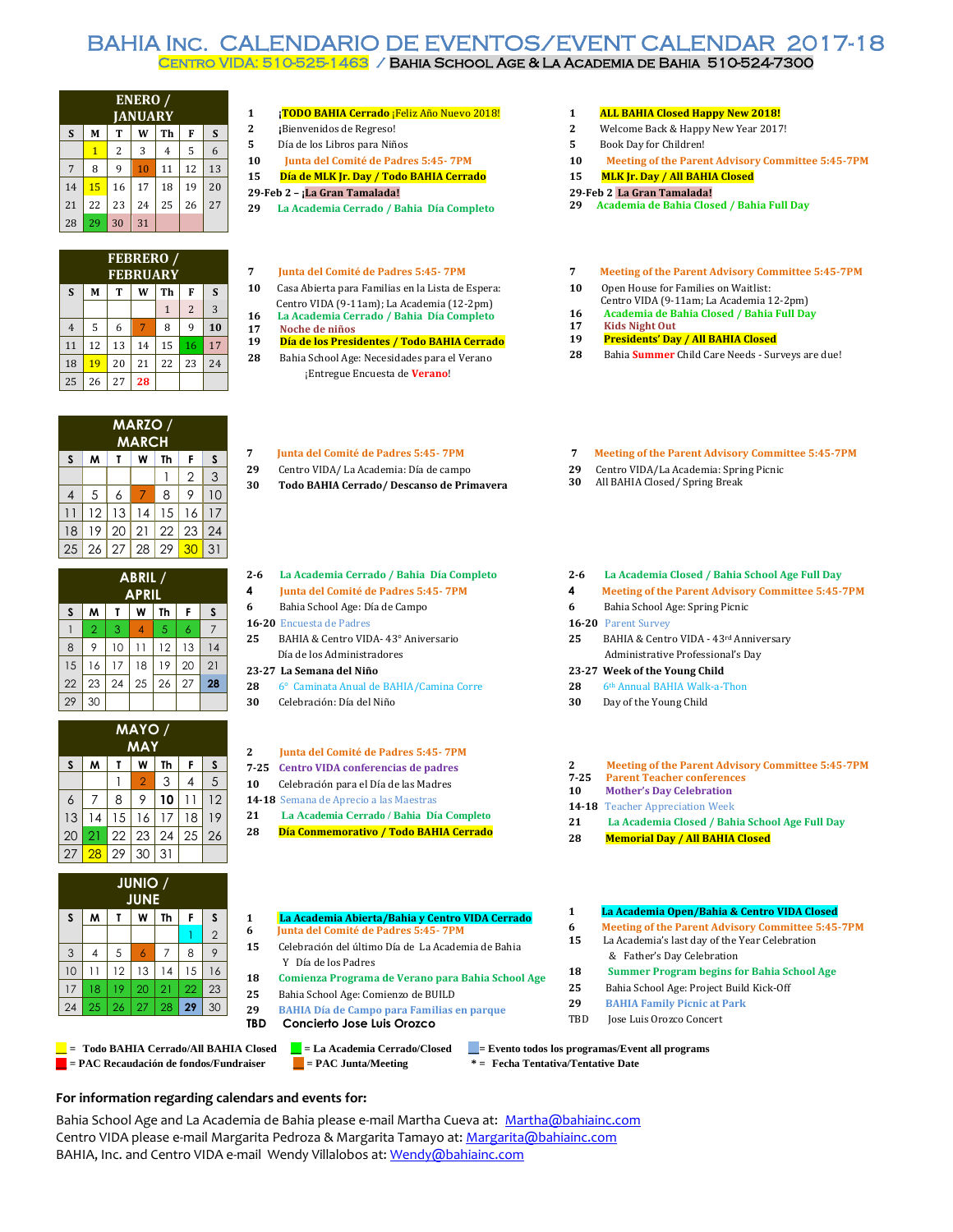# BAHIA Inc. CALENDARIO DE EVENTOS/EVENT CALENDAR 2017-18

**Centro VIDA: 510-525-1463 / Bahia School Age & La Academia de Bahia 510-524-7300**

## ENERO / JANUARY

| S | M | T | W | Th | F | S |
|---|---|---|---|---|---|---|
| | 1 | 2 | 3 | 4 | 5 | 6 |
| 7 | 8 | 9 | 10 | 11 | 12 | 13 |
| 14 | 15 | 16 | 17 | 18 | 19 | 20 |
| 21 | 22 | 23 | 24 | 25 | 26 | 27 |
| 28 | 29 | 30 | 31 | | | |

1 **¡TODO BAHIA Cerrado** ¡Feliz Año Nuevo 2018!
2 ¡Bienvenidos de Regreso!
5 Día de los Libros para Niños
10 **Junta del Comité de Padres 5:45- 7PM**
15 **Día de MLK Jr. Day / Todo BAHIA Cerrado**
29-Feb 2 – **¡La Gran Tamalada!**
29 **La Academia Cerrado / Bahia Día Completo**

1 **ALL BAHIA Closed Happy New 2018!**
2 Welcome Back & Happy New Year 2017!
5 Book Day for Children!
10 **Meeting of the Parent Advisory Committee 5:45-7PM**
15 **MLK Jr. Day / All BAHIA Closed**
29-Feb 2 **La Gran Tamalada!**
29 **Academia de Bahia Closed / Bahia Full Day**

## FEBRERO / FEBRUARY

| S | M | T | W | Th | F | S |
|---|---|---|---|---|---|---|
| | | | | 1 | 2 | 3 |
| 4 | 5 | 6 | 7 | 8 | 9 | 10 |
| 11 | 12 | 13 | 14 | 15 | 16 | 17 |
| 18 | 19 | 20 | 21 | 22 | 23 | 24 |
| 25 | 26 | 27 | 28 | | | |

7 **Junta del Comité de Padres 5:45- 7PM**
10 Casa Abierta para Familias en la Lista de Espera: Centro VIDA (9-11am); La Academia (12-2pm)
16 **La Academia Cerrado / Bahia Día Completo**
17 **Noche de niños**
19 **Día de los Presidentes / Todo BAHIA Cerrado**
28 Bahia School Age: Necesidades para el Verano ¡Entregue Encuesta de **Verano**!

7 **Meeting of the Parent Advisory Committee 5:45-7PM**
10 Open House for Families on Waitlist: Centro VIDA (9-11am; La Academia 12-2pm)
16 **Academia de Bahia Closed / Bahia Full Day**
17 **Kids Night Out**
19 **Presidents' Day / All BAHIA Closed**
28 Bahia **Summer** Child Care Needs - Surveys are due!

## MARZO / MARCH

| S | M | T | W | Th | F | S |
|---|---|---|---|---|---|---|
| | | | | 1 | 2 | 3 |
| 4 | 5 | 6 | 7 | 8 | 9 | 10 |
| 11 | 12 | 13 | 14 | 15 | 16 | 17 |
| 18 | 19 | 20 | 21 | 22 | 23 | 24 |
| 25 | 26 | 27 | 28 | 29 | 30 | 31 |

7 **Junta del Comité de Padres 5:45- 7PM**
29 Centro VIDA/ La Academia: Día de campo
30 **Todo BAHIA Cerrado/ Descanso de Primavera**

7 **Meeting of the Parent Advisory Committee 5:45-7PM**
29 Centro VIDA/La Academia: Spring Picnic
30 All BAHIA Closed/ Spring Break

## ABRIL / APRIL

| S | M | T | W | Th | F | S |
|---|---|---|---|---|---|---|
| 1 | 2 | 3 | 4 | 5 | 6 | 7 |
| 8 | 9 | 10 | 11 | 12 | 13 | 14 |
| 15 | 16 | 17 | 18 | 19 | 20 | 21 |
| 22 | 23 | 24 | 25 | 26 | 27 | 28 |
| 29 | 30 | | | | | |

2-6 **La Academia Cerrado / Bahia Día Completo**
4 **Junta del Comité de Padres 5:45- 7PM**
6 Bahia School Age: Día de Campo
16-20 Encuesta de Padres
25 BAHIA & Centro VIDA- 43° Aniversario
Día de los Administradores
23-27 **La Semana del Niño**
28 6° Caminata Anual de BAHIA/Camina Corre
30 Celebración: Día del Niño

2-6 **La Academia Closed / Bahia School Age Full Day**
4 **Meeting of the Parent Advisory Committee 5:45-7PM**
6 Bahia School Age: Spring Picnic
16-20 Parent Survey
25 BAHIA & Centro VIDA - 43rd Anniversary
Administrative Professional's Day
23-27 **Week of the Young Child**
28 6th Annual BAHIA Walk-a-Thon
30 Day of the Young Child

## MAYO / MAY

| S | M | T | W | Th | F | S |
|---|---|---|---|---|---|---|
| | | 1 | 2 | 3 | 4 | 5 |
| 6 | 7 | 8 | 9 | 10 | 11 | 12 |
| 13 | 14 | 15 | 16 | 17 | 18 | 19 |
| 20 | 21 | 22 | 23 | 24 | 25 | 26 |
| 27 | 28 | 29 | 30 | 31 | | |

2 **Junta del Comité de Padres 5:45- 7PM**
7-25 **Centro VIDA conferencias de padres**
10 Celebración para el Día de las Madres
14-18 Semana de Aprecio a las Maestras
21 **La Academia Cerrado / Bahia Día Completo**
28 **Día Conmemorativo / Todo BAHIA Cerrado**

2 **Meeting of the Parent Advisory Committee 5:45-7PM**
7-25 **Parent Teacher conferences**
10 **Mother's Day Celebration**
14-18 Teacher Appreciation Week
21 **La Academia Closed / Bahia School Age Full Day**
28 **Memorial Day / All BAHIA Closed**

## JUNIO / JUNE

| S | M | T | W | Th | F | S |
|---|---|---|---|---|---|---|
| | | | | | 1 | 2 |
| 3 | 4 | 5 | 6 | 7 | 8 | 9 |
| 10 | 11 | 12 | 13 | 14 | 15 | 16 |
| 17 | 18 | 19 | 20 | 21 | 22 | 23 |
| 24 | 25 | 26 | 27 | 28 | 29 | 30 |

1 **La Academia Abierta/Bahia y Centro VIDA Cerrado**
6 **Junta del Comité de Padres 5:45- 7PM**
15 Celebración del último Día de La Academia de Bahia Y Día de los Padres
18 **Comienza Programa de Verano para Bahia School Age**
25 Bahia School Age: Comienzo de BUILD
29 **BAHIA Día de Campo para Familias en parque**
TBD **Concierto Jose Luis Orozco**

1 **La Academia Open/Bahia & Centro VIDA Closed**
6 **Meeting of the Parent Advisory Committee 5:45-7PM**
15 La Academia's last day of the Year Celebration & Father's Day Celebration
18 **Summer Program begins for Bahia School Age**
25 Bahia School Age: Project Build Kick-Off
29 **BAHIA Family Picnic at Park**
TBD Jose Luis Orozco Concert

**Legend:**
- (yellow) = **Todo BAHIA Cerrado/All BAHIA Closed**
- (green) = **La Academia Cerrado/Closed**
- (blue) = **Evento todos los programas/Event all programs**
- (red) = **PAC Recaudación de fondos/Fundraiser**
- (orange) = **PAC Junta/Meeting**
- * = **Fecha Tentativa/Tentative Date**

**For information regarding calendars and events for:**

Bahia School Age and La Academia de Bahia please e-mail Martha Cueva at: Martha@bahiainc.com
Centro VIDA please e-mail Margarita Pedroza & Margarita Tamayo at: Margarita@bahiainc.com
BAHIA, Inc. and Centro VIDA e-mail Wendy Villalobos at: Wendy@bahiainc.com